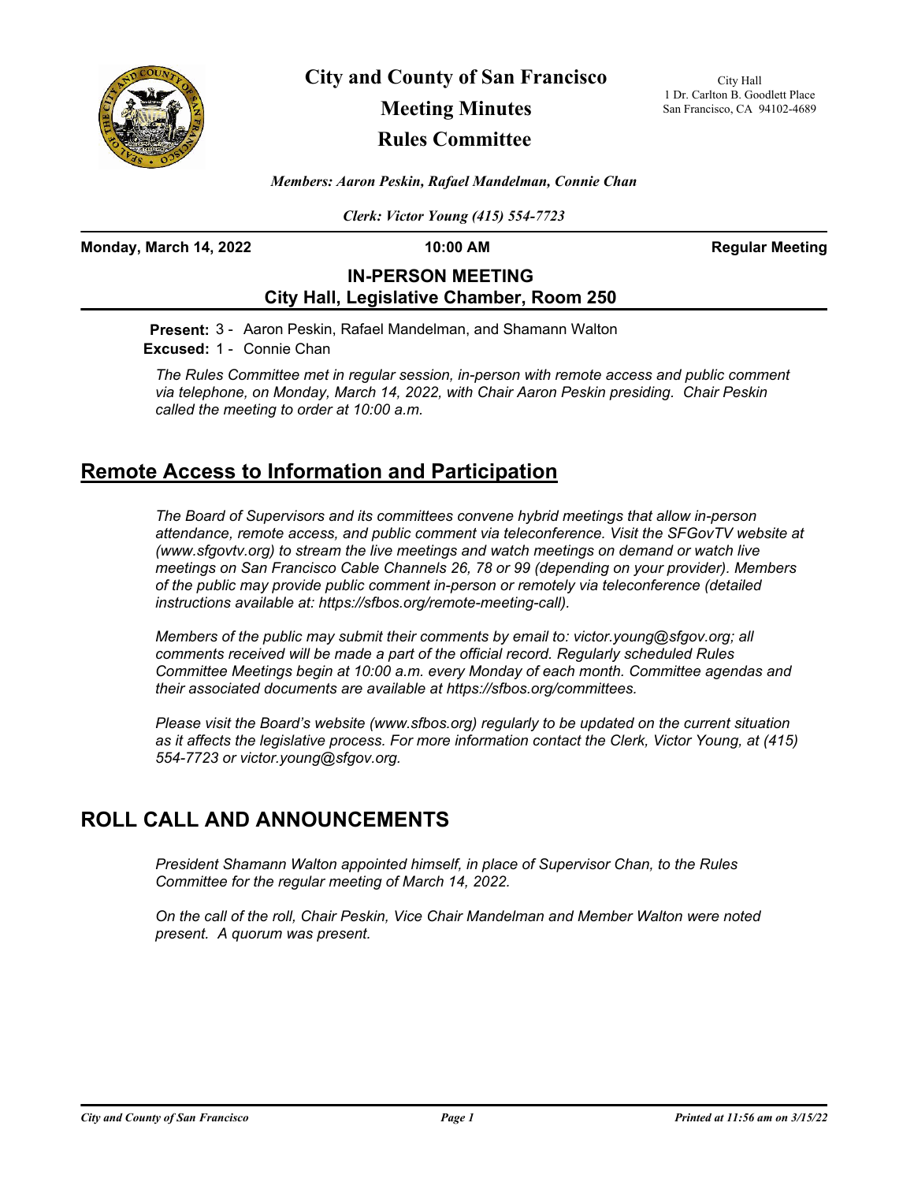# City and County of San Francisco

## Meeting Minutes

## Rules Committee

City Hall
1 Dr. Carlton B. Goodlett Place
San Francisco, CA 94102-4689

*Members: Aaron Peskin, Rafael Mandelman, Connie Chan*

*Clerk: Victor Young (415) 554-7723*

**Monday, March 14, 2022** **10:00 AM** **Regular Meeting**

**IN-PERSON MEETING**
**City Hall, Legislative Chamber, Room 250**

**Present:** 3 - Aaron Peskin, Rafael Mandelman, and Shamann Walton
**Excused:** 1 - Connie Chan

*The Rules Committee met in regular session, in-person with remote access and public comment via telephone, on Monday, March 14, 2022, with Chair Aaron Peskin presiding. Chair Peskin called the meeting to order at 10:00 a.m.*

## Remote Access to Information and Participation

*The Board of Supervisors and its committees convene hybrid meetings that allow in-person attendance, remote access, and public comment via teleconference. Visit the SFGovTV website at (www.sfgovtv.org) to stream the live meetings and watch meetings on demand or watch live meetings on San Francisco Cable Channels 26, 78 or 99 (depending on your provider). Members of the public may provide public comment in-person or remotely via teleconference (detailed instructions available at: https://sfbos.org/remote-meeting-call).*

*Members of the public may submit their comments by email to: victor.young@sfgov.org; all comments received will be made a part of the official record. Regularly scheduled Rules Committee Meetings begin at 10:00 a.m. every Monday of each month. Committee agendas and their associated documents are available at https://sfbos.org/committees.*

*Please visit the Board's website (www.sfbos.org) regularly to be updated on the current situation as it affects the legislative process. For more information contact the Clerk, Victor Young, at (415) 554-7723 or victor.young@sfgov.org.*

## ROLL CALL AND ANNOUNCEMENTS

*President Shamann Walton appointed himself, in place of Supervisor Chan, to the Rules Committee for the regular meeting of March 14, 2022.*

*On the call of the roll, Chair Peskin, Vice Chair Mandelman and Member Walton were noted present. A quorum was present.*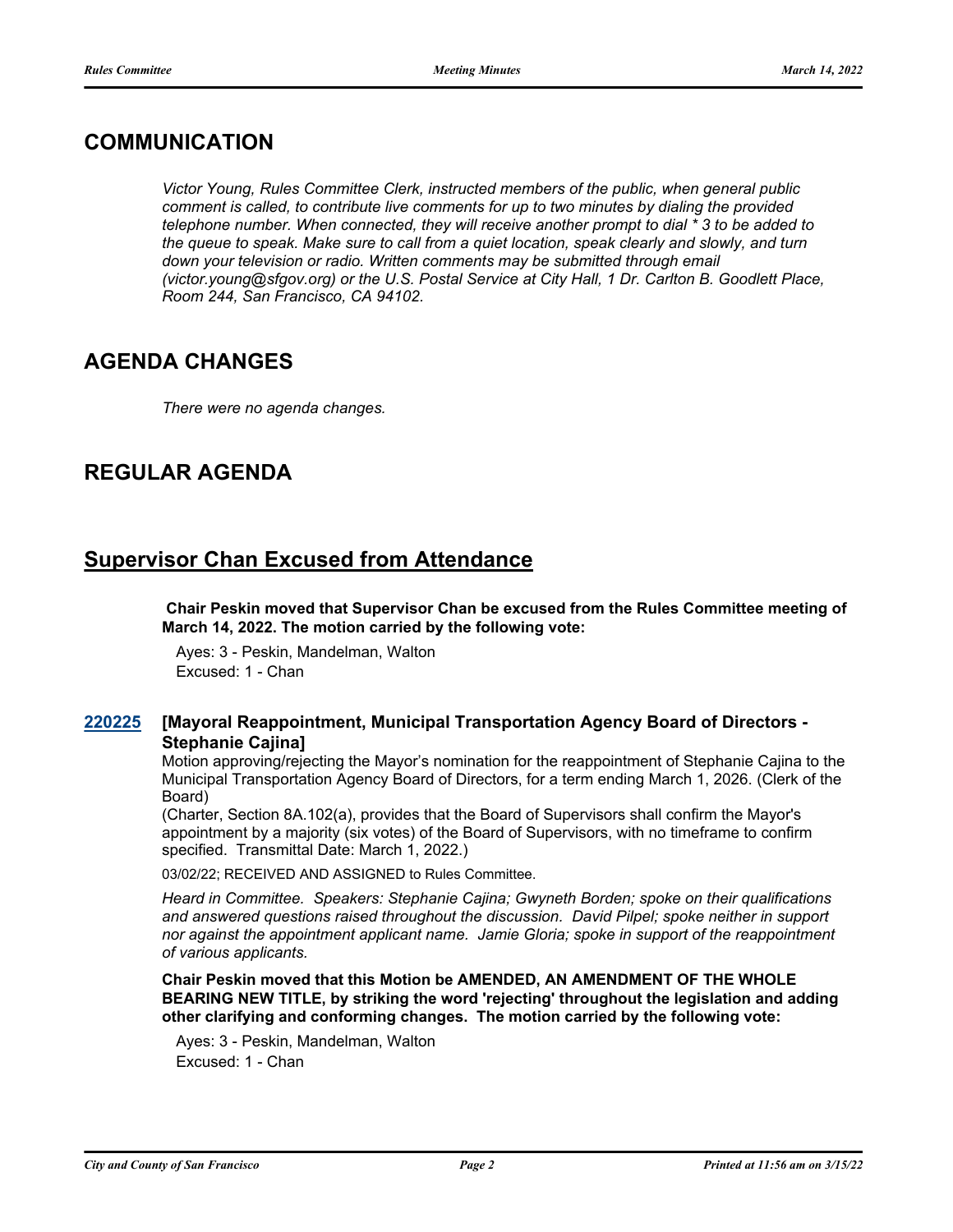## COMMUNICATION

*Victor Young, Rules Committee Clerk, instructed members of the public, when general public comment is called, to contribute live comments for up to two minutes by dialing the provided telephone number. When connected, they will receive another prompt to dial * 3 to be added to the queue to speak. Make sure to call from a quiet location, speak clearly and slowly, and turn down your television or radio. Written comments may be submitted through email (victor.young@sfgov.org) or the U.S. Postal Service at City Hall, 1 Dr. Carlton B. Goodlett Place, Room 244, San Francisco, CA 94102.*

## AGENDA CHANGES

*There were no agenda changes.*

## REGULAR AGENDA

## Supervisor Chan Excused from Attendance

**Chair Peskin moved that Supervisor Chan be excused from the Rules Committee meeting of March 14, 2022. The motion carried by the following vote:**

Ayes: 3 - Peskin, Mandelman, Walton
Excused: 1 - Chan

**220225 [Mayoral Reappointment, Municipal Transportation Agency Board of Directors - Stephanie Cajina]**

Motion approving/rejecting the Mayor's nomination for the reappointment of Stephanie Cajina to the Municipal Transportation Agency Board of Directors, for a term ending March 1, 2026. (Clerk of the Board)

(Charter, Section 8A.102(a), provides that the Board of Supervisors shall confirm the Mayor's appointment by a majority (six votes) of the Board of Supervisors, with no timeframe to confirm specified. Transmittal Date: March 1, 2022.)

03/02/22; RECEIVED AND ASSIGNED to Rules Committee.

*Heard in Committee. Speakers: Stephanie Cajina; Gwyneth Borden; spoke on their qualifications and answered questions raised throughout the discussion. David Pilpel; spoke neither in support nor against the appointment applicant name. Jamie Gloria; spoke in support of the reappointment of various applicants.*

**Chair Peskin moved that this Motion be AMENDED, AN AMENDMENT OF THE WHOLE BEARING NEW TITLE, by striking the word 'rejecting' throughout the legislation and adding other clarifying and conforming changes. The motion carried by the following vote:**

Ayes: 3 - Peskin, Mandelman, Walton
Excused: 1 - Chan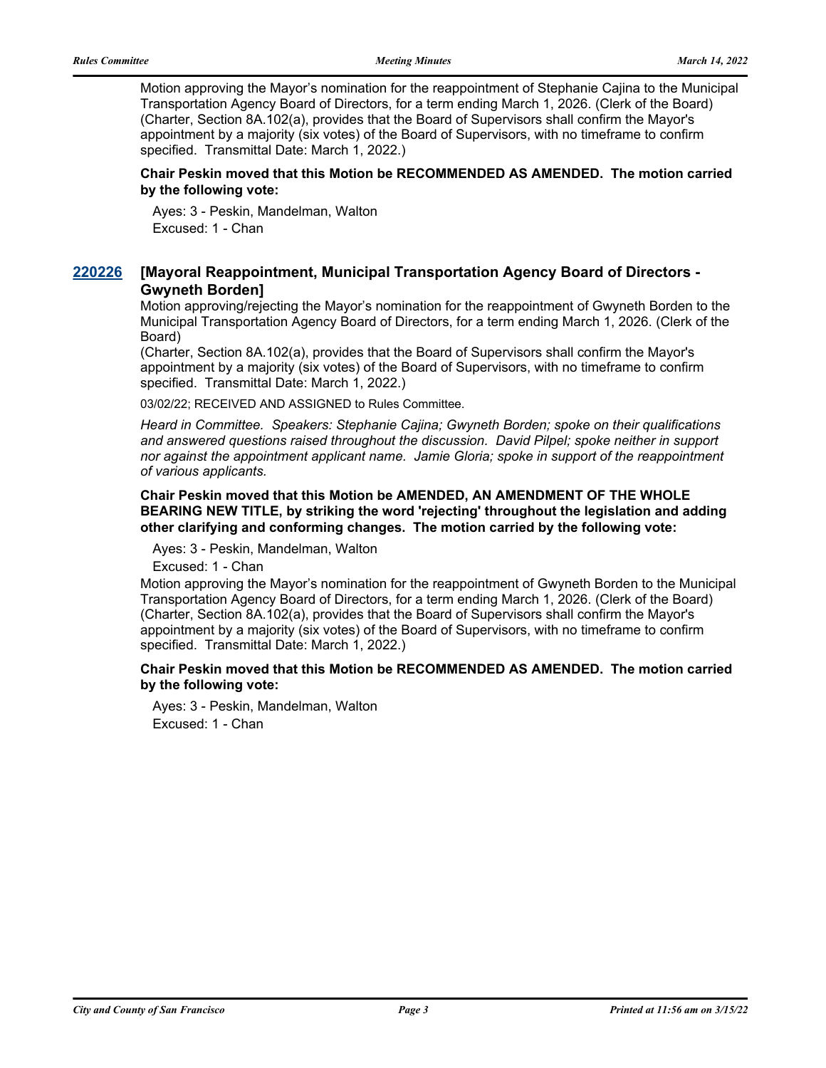Motion approving the Mayor’s nomination for the reappointment of Stephanie Cajina to the Municipal Transportation Agency Board of Directors, for a term ending March 1, 2026. (Clerk of the Board) (Charter, Section 8A.102(a), provides that the Board of Supervisors shall confirm the Mayor's appointment by a majority (six votes) of the Board of Supervisors, with no timeframe to confirm specified. Transmittal Date: March 1, 2022.)

**Chair Peskin moved that this Motion be RECOMMENDED AS AMENDED. The motion carried by the following vote:**

Ayes: 3 - Peskin, Mandelman, Walton
Excused: 1 - Chan

### 220226 [Mayoral Reappointment, Municipal Transportation Agency Board of Directors - Gwyneth Borden]

Motion approving/rejecting the Mayor’s nomination for the reappointment of Gwyneth Borden to the Municipal Transportation Agency Board of Directors, for a term ending March 1, 2026. (Clerk of the Board)
(Charter, Section 8A.102(a), provides that the Board of Supervisors shall confirm the Mayor's appointment by a majority (six votes) of the Board of Supervisors, with no timeframe to confirm specified. Transmittal Date: March 1, 2022.)

03/02/22; RECEIVED AND ASSIGNED to Rules Committee.

*Heard in Committee. Speakers: Stephanie Cajina; Gwyneth Borden; spoke on their qualifications and answered questions raised throughout the discussion. David Pilpel; spoke neither in support nor against the appointment applicant name. Jamie Gloria; spoke in support of the reappointment of various applicants.*

**Chair Peskin moved that this Motion be AMENDED, AN AMENDMENT OF THE WHOLE BEARING NEW TITLE, by striking the word 'rejecting' throughout the legislation and adding other clarifying and conforming changes. The motion carried by the following vote:**

Ayes: 3 - Peskin, Mandelman, Walton
Excused: 1 - Chan

Motion approving the Mayor’s nomination for the reappointment of Gwyneth Borden to the Municipal Transportation Agency Board of Directors, for a term ending March 1, 2026. (Clerk of the Board) (Charter, Section 8A.102(a), provides that the Board of Supervisors shall confirm the Mayor's appointment by a majority (six votes) of the Board of Supervisors, with no timeframe to confirm specified. Transmittal Date: March 1, 2022.)

**Chair Peskin moved that this Motion be RECOMMENDED AS AMENDED. The motion carried by the following vote:**

Ayes: 3 - Peskin, Mandelman, Walton
Excused: 1 - Chan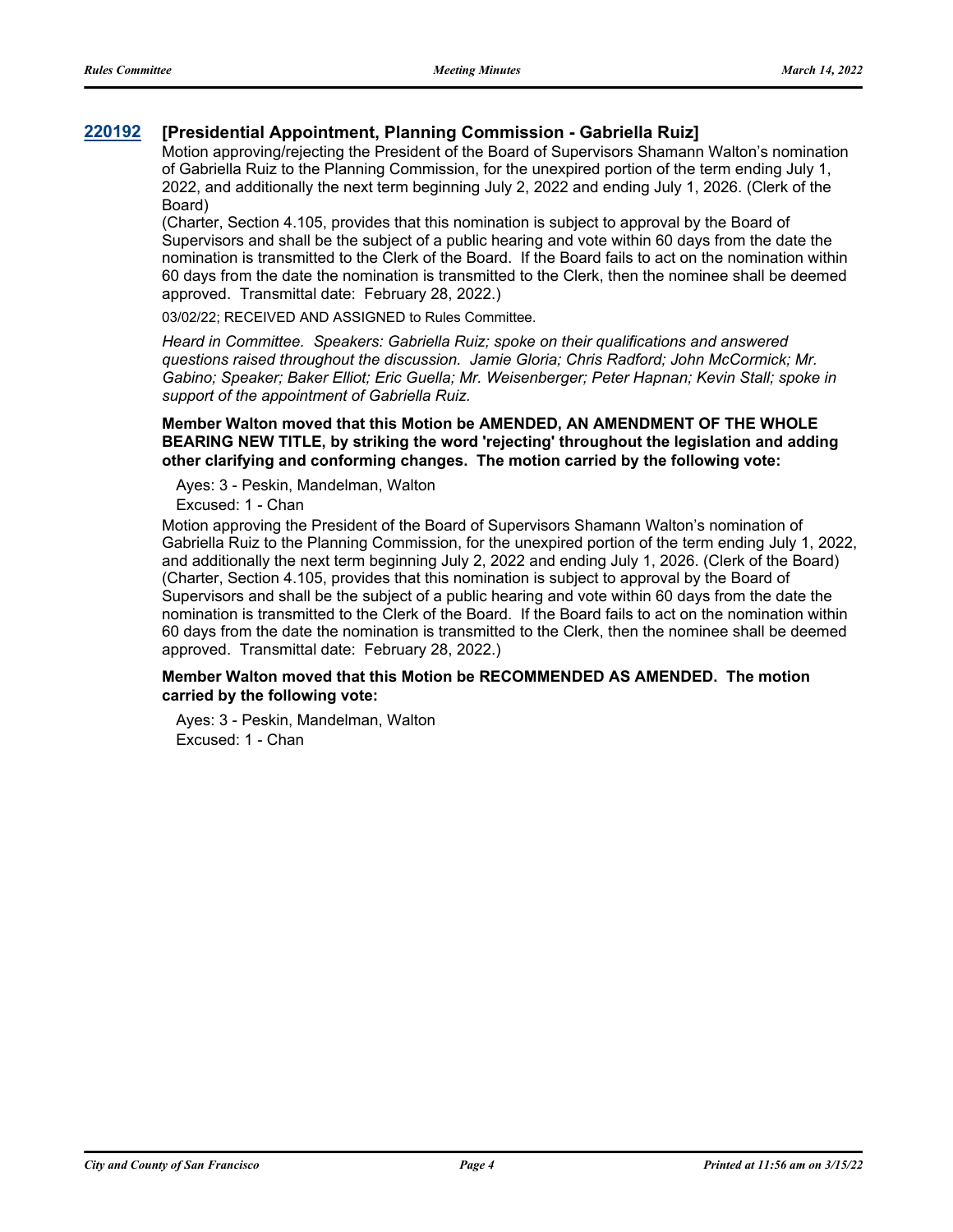### 220192 [Presidential Appointment, Planning Commission - Gabriella Ruiz]

Motion approving/rejecting the President of the Board of Supervisors Shamann Walton's nomination of Gabriella Ruiz to the Planning Commission, for the unexpired portion of the term ending July 1, 2022, and additionally the next term beginning July 2, 2022 and ending July 1, 2026. (Clerk of the Board)

(Charter, Section 4.105, provides that this nomination is subject to approval by the Board of Supervisors and shall be the subject of a public hearing and vote within 60 days from the date the nomination is transmitted to the Clerk of the Board. If the Board fails to act on the nomination within 60 days from the date the nomination is transmitted to the Clerk, then the nominee shall be deemed approved. Transmittal date: February 28, 2022.)

03/02/22; RECEIVED AND ASSIGNED to Rules Committee.

*Heard in Committee. Speakers: Gabriella Ruiz; spoke on their qualifications and answered questions raised throughout the discussion. Jamie Gloria; Chris Radford; John McCormick; Mr. Gabino; Speaker; Baker Elliot; Eric Guella; Mr. Weisenberger; Peter Hapnan; Kevin Stall; spoke in support of the appointment of Gabriella Ruiz.*

**Member Walton moved that this Motion be AMENDED, AN AMENDMENT OF THE WHOLE BEARING NEW TITLE, by striking the word 'rejecting' throughout the legislation and adding other clarifying and conforming changes. The motion carried by the following vote:**

Ayes: 3 - Peskin, Mandelman, Walton
Excused: 1 - Chan

Motion approving the President of the Board of Supervisors Shamann Walton's nomination of Gabriella Ruiz to the Planning Commission, for the unexpired portion of the term ending July 1, 2022, and additionally the next term beginning July 2, 2022 and ending July 1, 2026. (Clerk of the Board) (Charter, Section 4.105, provides that this nomination is subject to approval by the Board of Supervisors and shall be the subject of a public hearing and vote within 60 days from the date the nomination is transmitted to the Clerk of the Board. If the Board fails to act on the nomination within 60 days from the date the nomination is transmitted to the Clerk, then the nominee shall be deemed approved. Transmittal date: February 28, 2022.)

**Member Walton moved that this Motion be RECOMMENDED AS AMENDED. The motion carried by the following vote:**

Ayes: 3 - Peskin, Mandelman, Walton
Excused: 1 - Chan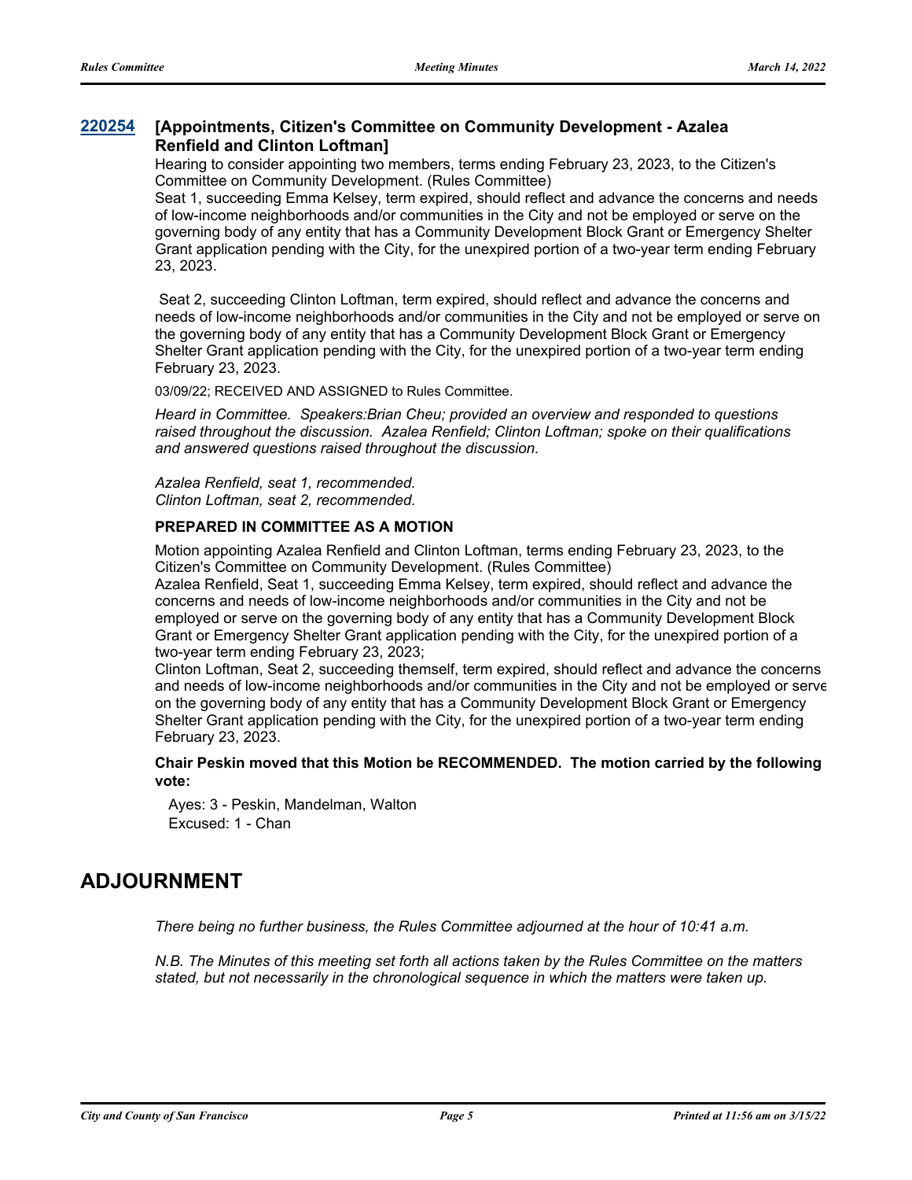**220254** **[Appointments, Citizen's Committee on Community Development - Azalea Renfield and Clinton Loftman]**

Hearing to consider appointing two members, terms ending February 23, 2023, to the Citizen's Committee on Community Development. (Rules Committee)

Seat 1, succeeding Emma Kelsey, term expired, should reflect and advance the concerns and needs of low-income neighborhoods and/or communities in the City and not be employed or serve on the governing body of any entity that has a Community Development Block Grant or Emergency Shelter Grant application pending with the City, for the unexpired portion of a two-year term ending February 23, 2023.

Seat 2, succeeding Clinton Loftman, term expired, should reflect and advance the concerns and needs of low-income neighborhoods and/or communities in the City and not be employed or serve on the governing body of any entity that has a Community Development Block Grant or Emergency Shelter Grant application pending with the City, for the unexpired portion of a two-year term ending February 23, 2023.

03/09/22; RECEIVED AND ASSIGNED to Rules Committee.

*Heard in Committee. Speakers:Brian Cheu; provided an overview and responded to questions raised throughout the discussion. Azalea Renfield; Clinton Loftman; spoke on their qualifications and answered questions raised throughout the discussion.*

*Azalea Renfield, seat 1, recommended.*
*Clinton Loftman, seat 2, recommended.*

**PREPARED IN COMMITTEE AS A MOTION**

Motion appointing Azalea Renfield and Clinton Loftman, terms ending February 23, 2023, to the Citizen's Committee on Community Development. (Rules Committee)

Azalea Renfield, Seat 1, succeeding Emma Kelsey, term expired, should reflect and advance the concerns and needs of low-income neighborhoods and/or communities in the City and not be employed or serve on the governing body of any entity that has a Community Development Block Grant or Emergency Shelter Grant application pending with the City, for the unexpired portion of a two-year term ending February 23, 2023;

Clinton Loftman, Seat 2, succeeding themself, term expired, should reflect and advance the concerns and needs of low-income neighborhoods and/or communities in the City and not be employed or serve on the governing body of any entity that has a Community Development Block Grant or Emergency Shelter Grant application pending with the City, for the unexpired portion of a two-year term ending February 23, 2023.

**Chair Peskin moved that this Motion be RECOMMENDED. The motion carried by the following vote:**

Ayes: 3 - Peskin, Mandelman, Walton
Excused: 1 - Chan

# ADJOURNMENT

*There being no further business, the Rules Committee adjourned at the hour of 10:41 a.m.*

*N.B. The Minutes of this meeting set forth all actions taken by the Rules Committee on the matters stated, but not necessarily in the chronological sequence in which the matters were taken up.*